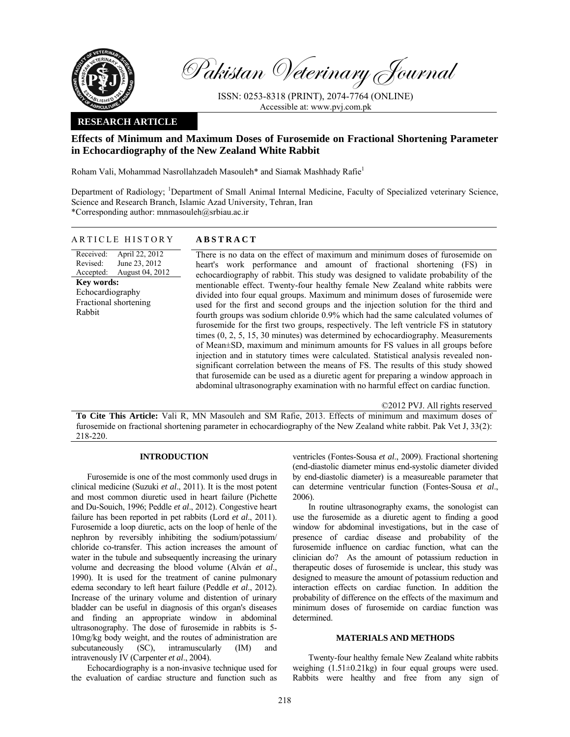Pakistan Veterinary Journal

ISSN: 0253-8318 (PRINT), 2074-7764 (ONLINE)
Accessible at: www.pvj.com.pk

**RESEARCH ARTICLE**

# Effects of Minimum and Maximum Doses of Furosemide on Fractional Shortening Parameter in Echocardiography of the New Zealand White Rabbit

Roham Vali, Mohammad Nasrollahzadeh Masouleh* and Siamak Mashhady Rafie[1]

Department of Radiology; [1]Department of Small Animal Internal Medicine, Faculty of Specialized veterinary Science, Science and Research Branch, Islamic Azad University, Tehran, Iran
*Corresponding author: mnmasouleh@srbiau.ac.ir

## ARTICLE HISTORY

Received: April 22, 2012
Revised: June 23, 2012
Accepted: August 04, 2012

**Key words:**
Echocardiography
Fractional shortening
Rabbit

## ABSTRACT

There is no data on the effect of maximum and minimum doses of furosemide on heart's work performance and amount of fractional shortening (FS) in echocardiography of rabbit. This study was designed to validate probability of the mentionable effect. Twenty-four healthy female New Zealand white rabbits were divided into four equal groups. Maximum and minimum doses of furosemide were used for the first and second groups and the injection solution for the third and fourth groups was sodium chloride 0.9% which had the same calculated volumes of furosemide for the first two groups, respectively. The left ventricle FS in statutory times (0, 2, 5, 15, 30 minutes) was determined by echocardiography. Measurements of Mean±SD, maximum and minimum amounts for FS values in all groups before injection and in statutory times were calculated. Statistical analysis revealed non-significant correlation between the means of FS. The results of this study showed that furosemide can be used as a diuretic agent for preparing a window approach in abdominal ultrasonography examination with no harmful effect on cardiac function.

©2012 PVJ. All rights reserved

**To Cite This Article:** Vali R, MN Masouleh and SM Rafie, 2013. Effects of minimum and maximum doses of furosemide on fractional shortening parameter in echocardiography of the New Zealand white rabbit. Pak Vet J, 33(2): 218-220.

## INTRODUCTION

Furosemide is one of the most commonly used drugs in clinical medicine (Suzuki *et al*., 2011). It is the most potent and most common diuretic used in heart failure (Pichette and Du-Souich, 1996; Peddle *et al*., 2012). Congestive heart failure has been reported in pet rabbits (Lord *et al*., 2011). Furosemide a loop diuretic, acts on the loop of henle of the nephron by reversibly inhibiting the sodium/potassium/ chloride co-transfer. This action increases the amount of water in the tubule and subsequently increasing the urinary volume and decreasing the blood volume (Alván *et al*., 1990). It is used for the treatment of canine pulmonary edema secondary to left heart failure (Peddle *et al*., 2012). Increase of the urinary volume and distention of urinary bladder can be useful in diagnosis of this organ's diseases and finding an appropriate window in abdominal ultrasonography. The dose of furosemide in rabbits is 5-10mg/kg body weight, and the routes of administration are subcutaneously (SC), intramuscularly (IM) and intravenously IV (Carpenter *et al*., 2004).

Echocardiography is a non-invasive technique used for the evaluation of cardiac structure and function such as ventricles (Fontes-Sousa *et al*., 2009). Fractional shortening (end-diastolic diameter minus end-systolic diameter divided by end-diastolic diameter) is a measureable parameter that can determine ventricular function (Fontes-Sousa *et al*., 2006).

In routine ultrasonography exams, the sonologist can use the furosemide as a diuretic agent to finding a good window for abdominal investigations, but in the case of presence of cardiac disease and probability of the furosemide influence on cardiac function, what can the clinician do? As the amount of potassium reduction in therapeutic doses of furosemide is unclear, this study was designed to measure the amount of potassium reduction and interaction effects on cardiac function. In addition the probability of difference on the effects of the maximum and minimum doses of furosemide on cardiac function was determined.

## MATERIALS AND METHODS

Twenty-four healthy female New Zealand white rabbits weighing (1.51±0.21kg) in four equal groups were used. Rabbits were healthy and free from any sign of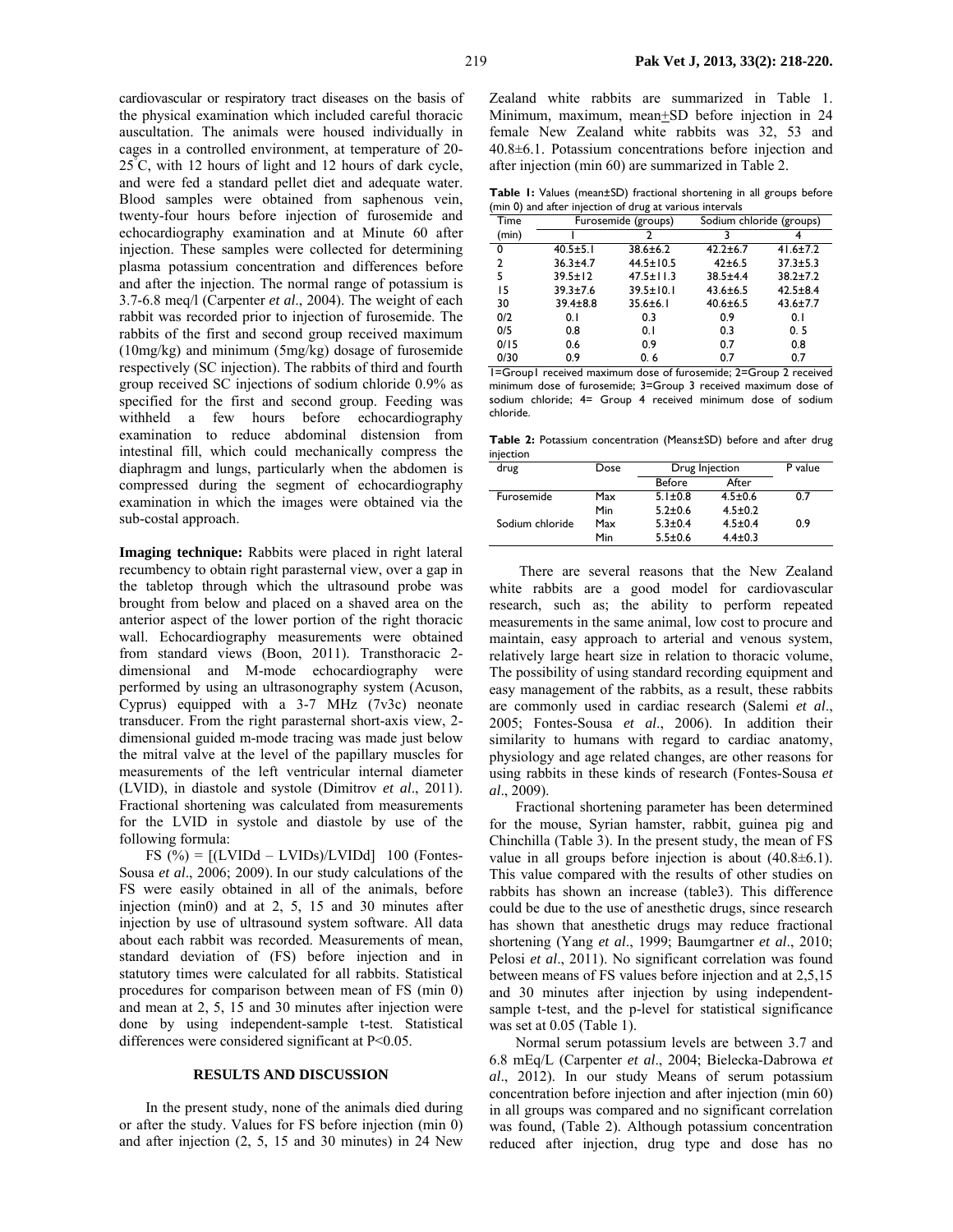cardiovascular or respiratory tract diseases on the basis of the physical examination which included careful thoracic auscultation. The animals were housed individually in cages in a controlled environment, at temperature of 20-25°C, with 12 hours of light and 12 hours of dark cycle, and were fed a standard pellet diet and adequate water. Blood samples were obtained from saphenous vein, twenty-four hours before injection of furosemide and echocardiography examination and at Minute 60 after injection. These samples were collected for determining plasma potassium concentration and differences before and after the injection. The normal range of potassium is 3.7-6.8 meq/l (Carpenter *et al*., 2004). The weight of each rabbit was recorded prior to injection of furosemide. The rabbits of the first and second group received maximum (10mg/kg) and minimum (5mg/kg) dosage of furosemide respectively (SC injection). The rabbits of third and fourth group received SC injections of sodium chloride 0.9% as specified for the first and second group. Feeding was withheld a few hours before echocardiography examination to reduce abdominal distension from intestinal fill, which could mechanically compress the diaphragm and lungs, particularly when the abdomen is compressed during the segment of echocardiography examination in which the images were obtained via the sub-costal approach.

**Imaging technique:** Rabbits were placed in right lateral recumbency to obtain right parasternal view, over a gap in the tabletop through which the ultrasound probe was brought from below and placed on a shaved area on the anterior aspect of the lower portion of the right thoracic wall. Echocardiography measurements were obtained from standard views (Boon, 2011). Transthoracic 2-dimensional and M-mode echocardiography were performed by using an ultrasonography system (Acuson, Cyprus) equipped with a 3-7 MHz (7v3c) neonate transducer. From the right parasternal short-axis view, 2-dimensional guided m-mode tracing was made just below the mitral valve at the level of the papillary muscles for measurements of the left ventricular internal diameter (LVID), in diastole and systole (Dimitrov *et al*., 2011). Fractional shortening was calculated from measurements for the LVID in systole and diastole by use of the following formula:

FS (%) = [(LVIDd – LVIDs)/LVIDd] 100 (Fontes-Sousa *et al*., 2006; 2009). In our study calculations of the FS were easily obtained in all of the animals, before injection (min0) and at 2, 5, 15 and 30 minutes after injection by use of ultrasound system software. All data about each rabbit was recorded. Measurements of mean, standard deviation of (FS) before injection and in statutory times were calculated for all rabbits. Statistical procedures for comparison between mean of FS (min 0) and mean at 2, 5, 15 and 30 minutes after injection were done by using independent-sample t-test. Statistical differences were considered significant at P<0.05.

## RESULTS AND DISCUSSION

In the present study, none of the animals died during or after the study. Values for FS before injection (min 0) and after injection (2, 5, 15 and 30 minutes) in 24 New Zealand white rabbits are summarized in Table 1. Minimum, maximum, mean±SD before injection in 24 female New Zealand white rabbits was 32, 53 and 40.8±6.1. Potassium concentrations before injection and after injection (min 60) are summarized in Table 2.

**Table 1:** Values (mean±SD) fractional shortening in all groups before (min 0) and after injection of drug at various intervals

| Time (min) | Furosemide (groups) | | Sodium chloride (groups) | |
|---|---|---|---|---|
| | 1 | 2 | 3 | 4 |
| 0 | 40.5±5.1 | 38.6±6.2 | 42.2±6.7 | 41.6±7.2 |
| 2 | 36.3±4.7 | 44.5±10.5 | 42±6.5 | 37.3±5.3 |
| 5 | 39.5±12 | 47.5±11.3 | 38.5±4.4 | 38.2±7.2 |
| 15 | 39.3±7.6 | 39.5±10.1 | 43.6±6.5 | 42.5±8.4 |
| 30 | 39.4±8.8 | 35.6±6.1 | 40.6±6.5 | 43.6±7.7 |
| 0/2 | 0.1 | 0.3 | 0.9 | 0.1 |
| 0/5 | 0.8 | 0.1 | 0.3 | 0. 5 |
| 0/15 | 0.6 | 0.9 | 0.7 | 0.8 |
| 0/30 | 0.9 | 0. 6 | 0.7 | 0.7 |

1=Group1 received maximum dose of furosemide; 2=Group 2 received minimum dose of furosemide; 3=Group 3 received maximum dose of sodium chloride; 4= Group 4 received minimum dose of sodium chloride.

**Table 2:** Potassium concentration (Means±SD) before and after drug injection

| drug | Dose | Drug Injection | | P value |
|---|---|---|---|---|
| | | Before | After | |
| Furosemide | Max | 5.1±0.8 | 4.5±0.6 | 0.7 |
| | Min | 5.2±0.6 | 4.5±0.2 | |
| Sodium chloride | Max | 5.3±0.4 | 4.5±0.4 | 0.9 |
| | Min | 5.5±0.6 | 4.4±0.3 | |

There are several reasons that the New Zealand white rabbits are a good model for cardiovascular research, such as; the ability to perform repeated measurements in the same animal, low cost to procure and maintain, easy approach to arterial and venous system, relatively large heart size in relation to thoracic volume, The possibility of using standard recording equipment and easy management of the rabbits, as a result, these rabbits are commonly used in cardiac research (Salemi *et al*., 2005; Fontes-Sousa *et al*., 2006). In addition their similarity to humans with regard to cardiac anatomy, physiology and age related changes, are other reasons for using rabbits in these kinds of research (Fontes-Sousa *et al*., 2009).

Fractional shortening parameter has been determined for the mouse, Syrian hamster, rabbit, guinea pig and Chinchilla (Table 3). In the present study, the mean of FS value in all groups before injection is about (40.8±6.1). This value compared with the results of other studies on rabbits has shown an increase (table3). This difference could be due to the use of anesthetic drugs, since research has shown that anesthetic drugs may reduce fractional shortening (Yang *et al*., 1999; Baumgartner *et al*., 2010; Pelosi *et al*., 2011). No significant correlation was found between means of FS values before injection and at 2,5,15 and 30 minutes after injection by using independent-sample t-test, and the p-level for statistical significance was set at 0.05 (Table 1).

Normal serum potassium levels are between 3.7 and 6.8 mEq/L (Carpenter *et al*., 2004; Bielecka-Dabrowa *et al*., 2012). In our study Means of serum potassium concentration before injection and after injection (min 60) in all groups was compared and no significant correlation was found, (Table 2). Although potassium concentration reduced after injection, drug type and dose has no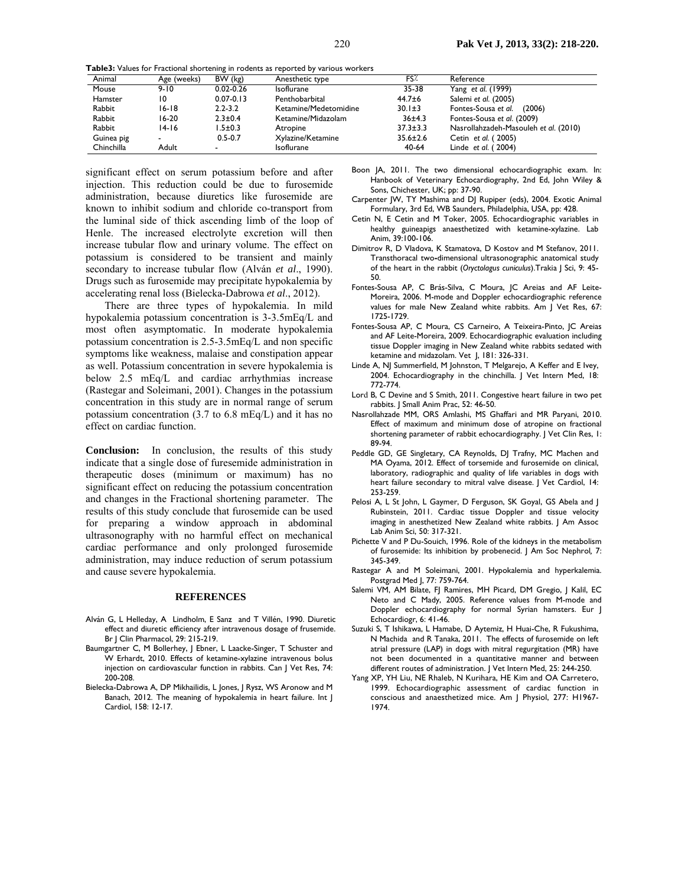**Table3:** Values for Fractional shortening in rodents as reported by various workers

| Animal | Age (weeks) | BW (kg) | Anesthetic type | FS% | Reference |
|---|---|---|---|---|---|
| Mouse | 9-10 | 0.02-0.26 | Isoflurane | 35-38 | Yang *et al.* (1999) |
| Hamster | 10 | 0.07-0.13 | Penthobarbital | 44.7±6 | Salemi *et al.* (2005) |
| Rabbit | 16-18 | 2.2-3.2 | Ketamine/Medetomidine | 30.1±3 | Fontes-Sousa *et al.* (2006) |
| Rabbit | 16-20 | 2.3±0.4 | Ketamine/Midazolam | 36±4.3 | Fontes-Sousa *et al.* (2009) |
| Rabbit | 14-16 | 1.5±0.3 | Atropine | 37.3±3.3 | Nasrollahzadeh-Masouleh *et al.* (2010) |
| Guinea pig | - | 0.5-0.7 | Xylazine/Ketamine | 35.6±2.6 | Cetin *et al.* ( 2005) |
| Chinchilla | Adult | - | Isoflurane | 40-64 | Linde *et al.* ( 2004) |

significant effect on serum potassium before and after injection. This reduction could be due to furosemide administration, because diuretics like furosemide are known to inhibit sodium and chloride co-transport from the luminal side of thick ascending limb of the loop of Henle. The increased electrolyte excretion will then increase tubular flow and urinary volume. The effect on potassium is considered to be transient and mainly secondary to increase tubular flow (Alván *et al*., 1990). Drugs such as furosemide may precipitate hypokalemia by accelerating renal loss (Bielecka-Dabrowa *et al*., 2012).

There are three types of hypokalemia. In mild hypokalemia potassium concentration is 3-3.5mEq/L and most often asymptomatic. In moderate hypokalemia potassium concentration is 2.5-3.5mEq/L and non specific symptoms like weakness, malaise and constipation appear as well. Potassium concentration in severe hypokalemia is below 2.5 mEq/L and cardiac arrhythmias increase (Rastegar and Soleimani, 2001). Changes in the potassium concentration in this study are in normal range of serum potassium concentration (3.7 to 6.8 mEq/L) and it has no effect on cardiac function.

**Conclusion:** In conclusion, the results of this study indicate that a single dose of furesemide administration in therapeutic doses (minimum or maximum) has no significant effect on reducing the potassium concentration and changes in the Fractional shortening parameter. The results of this study conclude that furosemide can be used for preparing a window approach in abdominal ultrasonography with no harmful effect on mechanical cardiac performance and only prolonged furosemide administration, may induce reduction of serum potassium and cause severe hypokalemia.

## REFERENCES

Alván G, L Helleday, A Lindholm, E Sanz and T Villén, 1990. Diuretic effect and diuretic efficiency after intravenous dosage of frusemide. Br J Clin Pharmacol, 29: 215-219.

Baumgartner C, M Bollerhey, J Ebner, L Laacke-Singer, T Schuster and W Erhardt, 2010. Effects of ketamine-xylazine intravenous bolus injection on cardiovascular function in rabbits. Can J Vet Res, 74: 200-208.

Bielecka-Dabrowa A, DP Mikhailidis, L Jones, J Rysz, WS Aronow and M Banach, 2012. The meaning of hypokalemia in heart failure. Int J Cardiol, 158: 12-17.

Boon JA, 2011. The two dimensional echocardiographic exam. In: Hanbook of Veterinary Echocardiography, 2nd Ed, John Wiley & Sons, Chichester, UK; pp: 37-90.

Carpenter JW, TY Mashima and DJ Rupiper (eds), 2004. Exotic Animal Formulary, 3rd Ed, WB Saunders, Philadelphia, USA, pp: 428.

Cetin N, E Cetin and M Toker, 2005. Echocardiographic variables in healthy guineapigs anaesthetized with ketamine-xylazine. Lab Anim, 39:100-106.

Dimitrov R, D Vladova, K Stamatova, D Kostov and M Stefanov, 2011. Transthoracal two-dimensional ultrasonographic anatomical study of the heart in the rabbit (*Oryctolagus cuniculus*).Trakia J Sci, 9: 45-50.

Fontes-Sousa AP, C Brás-Silva, C Moura, JC Areias and AF Leite-Moreira, 2006. M-mode and Doppler echocardiographic reference values for male New Zealand white rabbits. Am J Vet Res, 67: 1725-1729.

Fontes-Sousa AP, C Moura, CS Carneiro, A Teixeira-Pinto, JC Areias and AF Leite-Moreira, 2009. Echocardiographic evaluation including tissue Doppler imaging in New Zealand white rabbits sedated with ketamine and midazolam. Vet J, 181: 326-331.

Linde A, NJ Summerfield, M Johnston, T Melgarejo, A Keffer and E Ivey, 2004. Echocardiography in the chinchilla. J Vet Intern Med, 18: 772-774.

Lord B, C Devine and S Smith, 2011. Congestive heart failure in two pet rabbits. J Small Anim Prac, 52: 46-50.

Nasrollahzade MM, ORS Amlashi, MS Ghaffari and MR Paryani, 2010. Effect of maximum and minimum dose of atropine on fractional shortening parameter of rabbit echocardiography. J Vet Clin Res, 1: 89-94.

Peddle GD, GE Singletary, CA Reynolds, DJ Trafny, MC Machen and MA Oyama, 2012. Effect of torsemide and furosemide on clinical, laboratory, radiographic and quality of life variables in dogs with heart failure secondary to mitral valve disease. J Vet Cardiol, 14: 253-259.

Pelosi A, L St John, L Gaymer, D Ferguson, SK Goyal, GS Abela and J Rubinstein, 2011. Cardiac tissue Doppler and tissue velocity imaging in anesthetized New Zealand white rabbits. J Am Assoc Lab Anim Sci, 50: 317-321.

Pichette V and P Du-Souich, 1996. Role of the kidneys in the metabolism of furosemide: Its inhibition by probenecid. J Am Soc Nephrol, 7: 345-349.

Rastegar A and M Soleimani, 2001. Hypokalemia and hyperkalemia. Postgrad Med J, 77: 759-764.

Salemi VM, AM Bilate, FJ Ramires, MH Picard, DM Gregio, J Kalil, EC Neto and C Mady, 2005. Reference values from M-mode and Doppler echocardiography for normal Syrian hamsters. Eur J Echocardiogr, 6: 41-46.

Suzuki S, T Ishikawa, L Hamabe, D Aytemiz, H Huai-Che, R Fukushima, N Machida and R Tanaka, 2011. The effects of furosemide on left atrial pressure (LAP) in dogs with mitral regurgitation (MR) have not been documented in a quantitative manner and between different routes of administration. J Vet Intern Med, 25: 244-250.

Yang XP, YH Liu, NE Rhaleb, N Kurihara, HE Kim and OA Carretero, 1999. Echocardiographic assessment of cardiac function in conscious and anaesthetized mice. Am J Physiol, 277: H1967-1974.